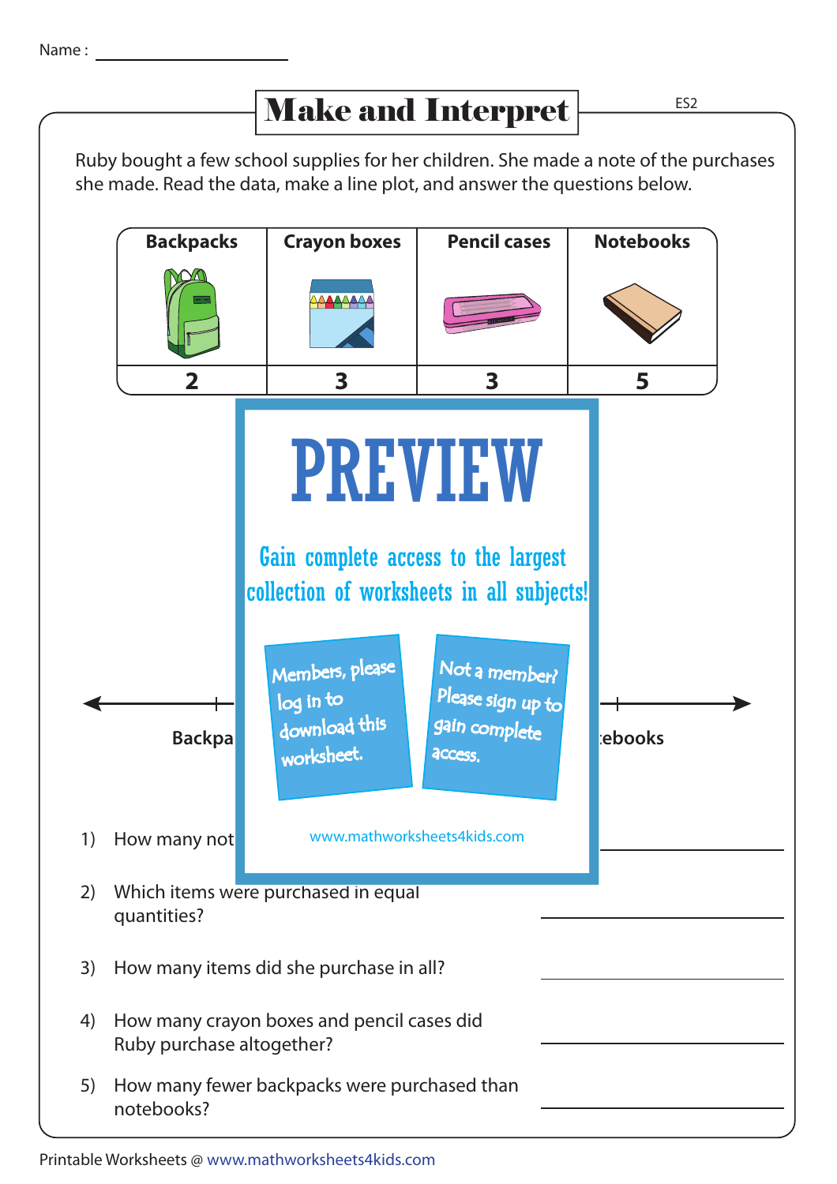Name : ____________________

# Make and Interpret

ES2

Ruby bought a few school supplies for her children. She made a note of the purchases she made. Read the data, make a line plot, and answer the questions below.

| Backpacks | Crayon boxes | Pencil cases | Notebooks |
|---|---|---|---|
| 2 | 3 | 3 | 5 |

PREVIEW

Gain complete access to the largest collection of worksheets in all subjects!

Members, please log in to download this worksheet.

Not a member? Please sign up to gain complete access.

www.mathworksheets4kids.com

Backpa ... ebooks

1) How many not ____________________

2) Which items were purchased in equal quantities? ____________________

3) How many items did she purchase in all? ____________________

4) How many crayon boxes and pencil cases did Ruby purchase altogether? ____________________

5) How many fewer backpacks were purchased than notebooks? ____________________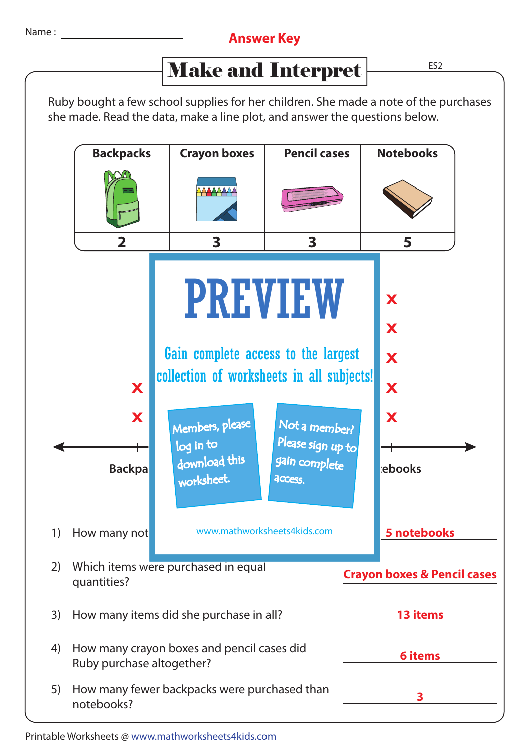Name : ____________________

**Answer Key**

# Make and Interpret

ES2

Ruby bought a few school supplies for her children. She made a note of the purchases she made. Read the data, make a line plot, and answer the questions below.

| Backpacks | Crayon boxes | Pencil cases | Notebooks |
|---|---|---|---|
| 2 | 3 | 3 | 5 |

PREVIEW

Gain complete access to the largest collection of worksheets in all subjects!

Members, please log in to download this worksheet.

Not a member? Please sign up to gain complete access.

www.mathworksheets4kids.com

x x

x x x x x

Backpa

ebooks

1) How many not

**5 notebooks**

2) Which items were purchased in equal quantities?

**Crayon boxes & Pencil cases**

3) How many items did she purchase in all?

**13 items**

4) How many crayon boxes and pencil cases did Ruby purchase altogether?

**6 items**

5) How many fewer backpacks were purchased than notebooks?

**3**

Printable Worksheets @ www.mathworksheets4kids.com